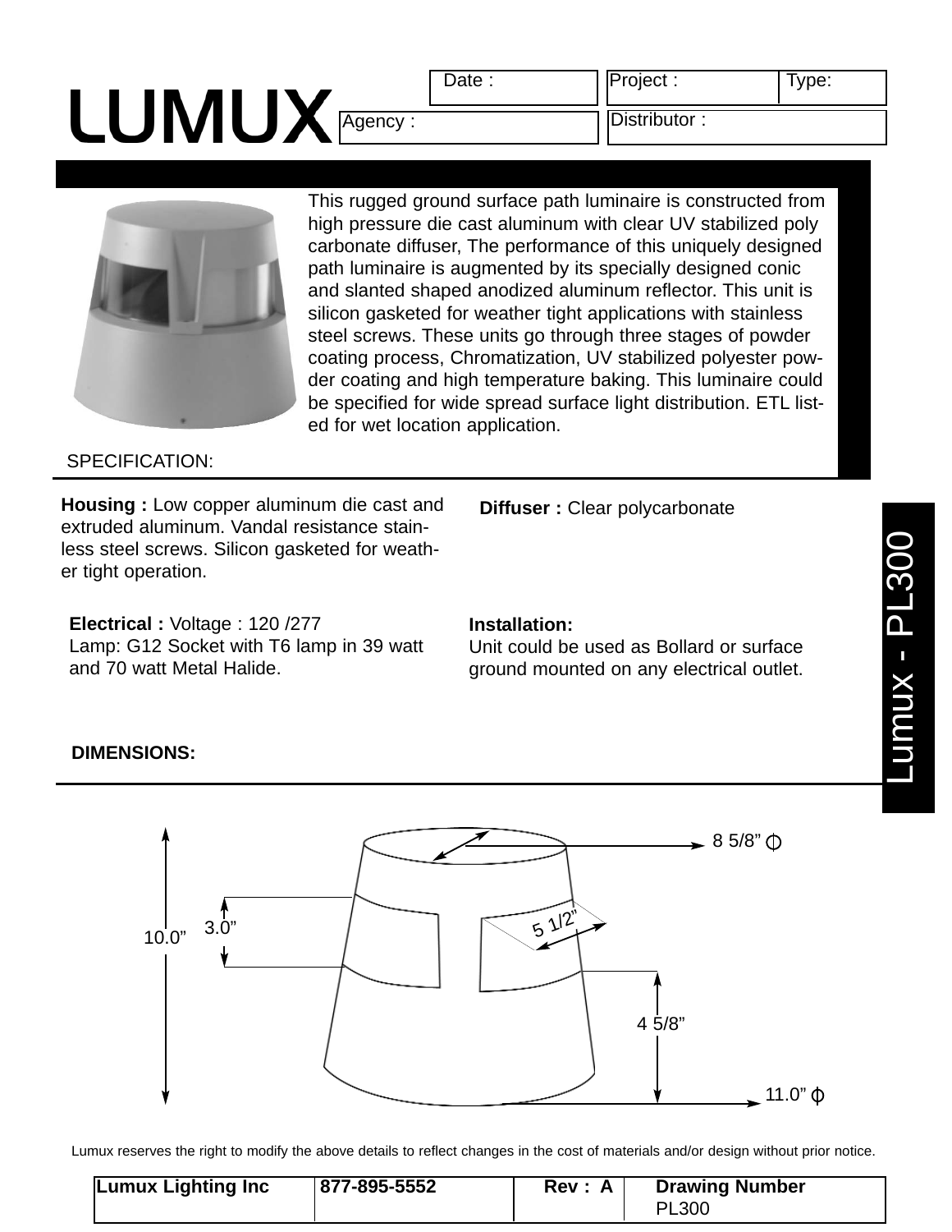# LUMUX

| Date : | Project : | Type: |
|---|---|---|
| Agency : | Distributor : | |

This rugged ground surface path luminaire is constructed from high pressure die cast aluminum with clear UV stabilized poly carbonate diffuser, The performance of this uniquely designed path luminaire is augmented by its specially designed conic and slanted shaped anodized aluminum reflector. This unit is silicon gasketed for weather tight applications with stainless steel screws. These units go through three stages of powder coating process, Chromatization, UV stabilized polyester powder coating and high temperature baking. This luminaire could be specified for wide spread surface light distribution. ETL listed for wet location application.

## SPECIFICATION:

**Housing :** Low copper aluminum die cast and extruded aluminum. Vandal resistance stainless steel screws. Silicon gasketed for weather tight operation.

**Diffuser :** Clear polycarbonate

**Electrical :** Voltage : 120 /277
Lamp: G12 Socket with T6 lamp in 39 watt and 70 watt Metal Halide.

**Installation:**
Unit could be used as Bollard or surface ground mounted on any electrical outlet.

## DIMENSIONS:

8 5/8" Φ

5 1/2"

10.0"

3.0"

4 5/8"

11.0" Φ

Lumux - PL300

Lumux reserves the right to modify the above details to reflect changes in the cost of materials and/or design without prior notice.

| Lumux Lighting Inc | 877-895-5552 | Rev : A | Drawing Number PL300 |
|---|---|---|---|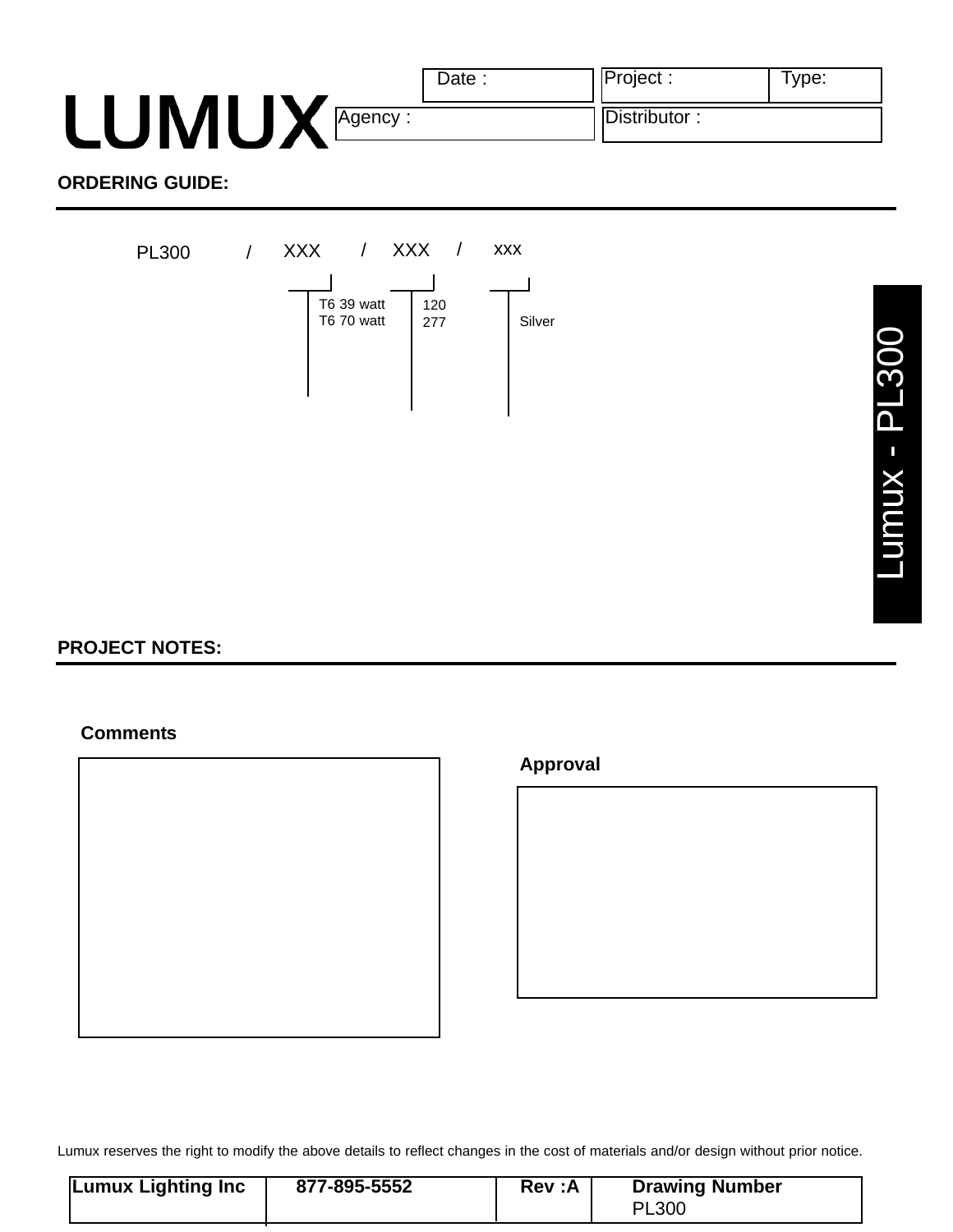**LUMUX**

| Date : | Project : | Type: |
|---|---|---|
| Agency : | Distributor : | |

## ORDERING GUIDE:

PL300 / XXX / XXX / xxx

- T6 39 watt
- T6 70 watt

- 120
- 277

- Silver

Lumux - PL300

## PROJECT NOTES:

**Comments**

**Approval**

Lumux reserves the right to modify the above details to reflect changes in the cost of materials and/or design without prior notice.

| | | | |
|---|---|---|---|
| **Lumux Lighting Inc** | **877-895-5552** | **Rev :A** | **Drawing Number** PL300 |